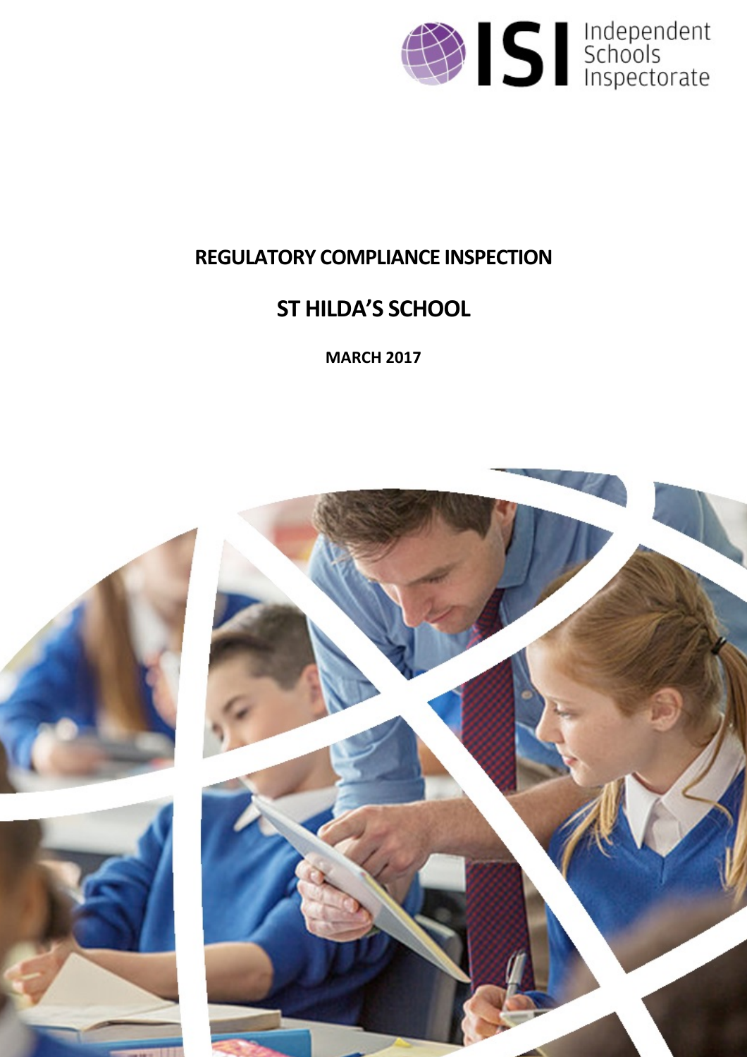Independent Schools Inspectorate

# REGULATORY COMPLIANCE INSPECTION

# ST HILDA'S SCHOOL

**MARCH 2017**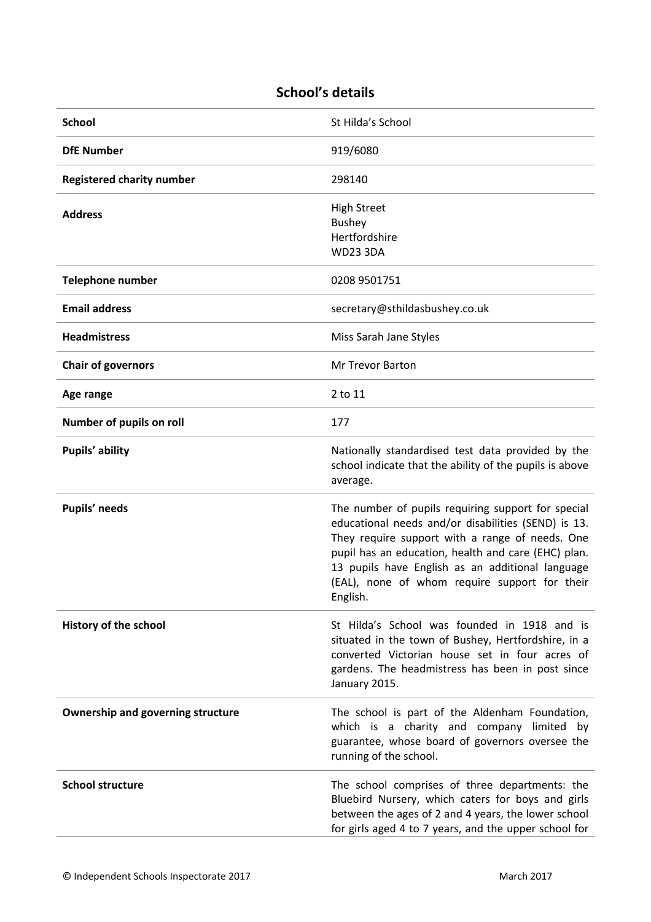## School's details

| | |
|---|---|
| **School** | St Hilda's School |
| **DfE Number** | 919/6080 |
| **Registered charity number** | 298140 |
| **Address** | High Street<br>Bushey<br>Hertfordshire<br>WD23 3DA |
| **Telephone number** | 0208 9501751 |
| **Email address** | secretary@sthildasbushey.co.uk |
| **Headmistress** | Miss Sarah Jane Styles |
| **Chair of governors** | Mr Trevor Barton |
| **Age range** | 2 to 11 |
| **Number of pupils on roll** | 177 |
| **Pupils' ability** | Nationally standardised test data provided by the school indicate that the ability of the pupils is above average. |
| **Pupils' needs** | The number of pupils requiring support for special educational needs and/or disabilities (SEND) is 13. They require support with a range of needs. One pupil has an education, health and care (EHC) plan. 13 pupils have English as an additional language (EAL), none of whom require support for their English. |
| **History of the school** | St Hilda's School was founded in 1918 and is situated in the town of Bushey, Hertfordshire, in a converted Victorian house set in four acres of gardens. The headmistress has been in post since January 2015. |
| **Ownership and governing structure** | The school is part of the Aldenham Foundation, which is a charity and company limited by guarantee, whose board of governors oversee the running of the school. |
| **School structure** | The school comprises of three departments: the Bluebird Nursery, which caters for boys and girls between the ages of 2 and 4 years, the lower school for girls aged 4 to 7 years, and the upper school for |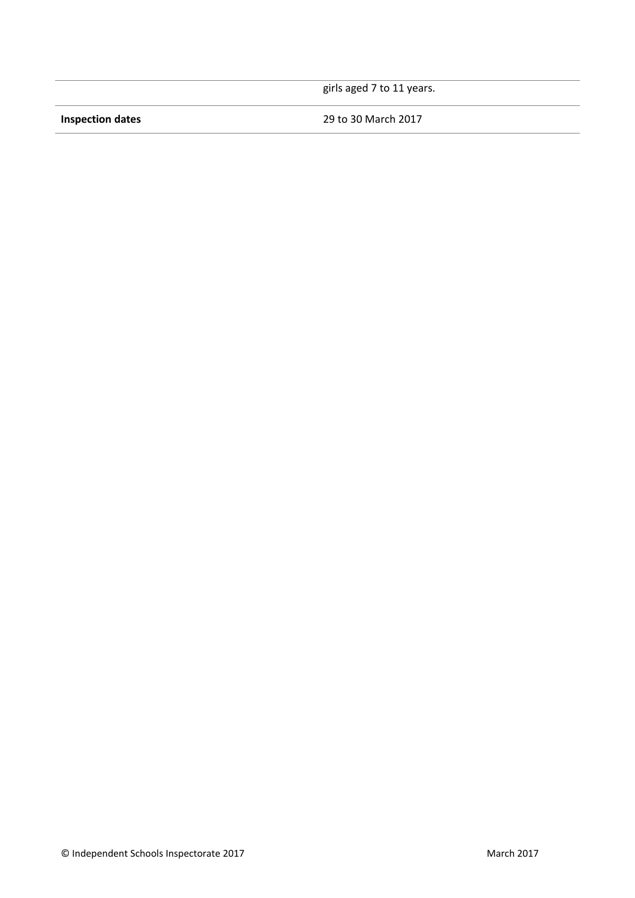|  |  |
| --- | --- |
|  | girls aged 7 to 11 years. |
| **Inspection dates** | 29 to 30 March 2017 |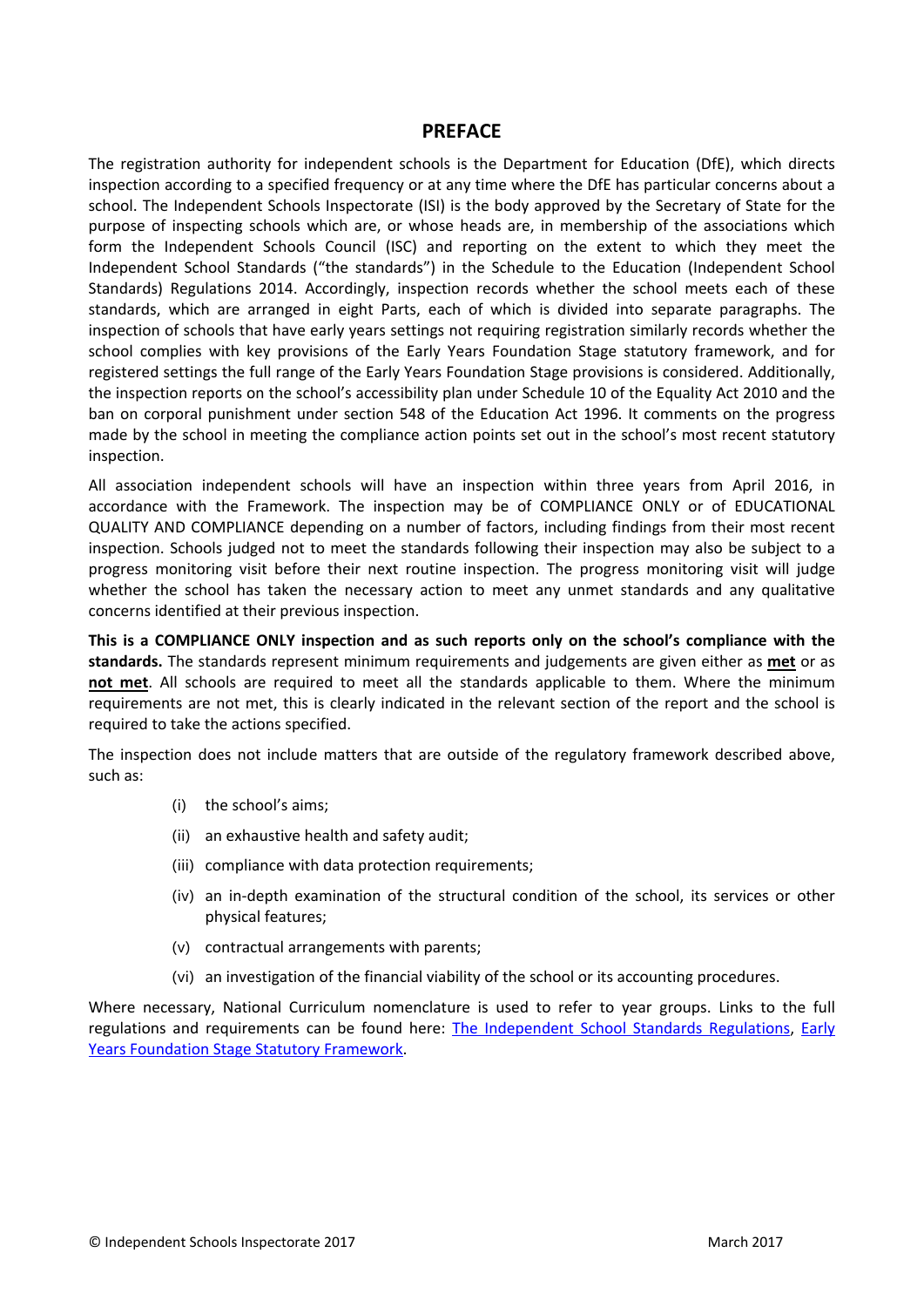## PREFACE

The registration authority for independent schools is the Department for Education (DfE), which directs inspection according to a specified frequency or at any time where the DfE has particular concerns about a school. The Independent Schools Inspectorate (ISI) is the body approved by the Secretary of State for the purpose of inspecting schools which are, or whose heads are, in membership of the associations which form the Independent Schools Council (ISC) and reporting on the extent to which they meet the Independent School Standards ("the standards") in the Schedule to the Education (Independent School Standards) Regulations 2014. Accordingly, inspection records whether the school meets each of these standards, which are arranged in eight Parts, each of which is divided into separate paragraphs. The inspection of schools that have early years settings not requiring registration similarly records whether the school complies with key provisions of the Early Years Foundation Stage statutory framework, and for registered settings the full range of the Early Years Foundation Stage provisions is considered. Additionally, the inspection reports on the school's accessibility plan under Schedule 10 of the Equality Act 2010 and the ban on corporal punishment under section 548 of the Education Act 1996. It comments on the progress made by the school in meeting the compliance action points set out in the school's most recent statutory inspection.

All association independent schools will have an inspection within three years from April 2016, in accordance with the Framework. The inspection may be of COMPLIANCE ONLY or of EDUCATIONAL QUALITY AND COMPLIANCE depending on a number of factors, including findings from their most recent inspection. Schools judged not to meet the standards following their inspection may also be subject to a progress monitoring visit before their next routine inspection. The progress monitoring visit will judge whether the school has taken the necessary action to meet any unmet standards and any qualitative concerns identified at their previous inspection.

**This is a COMPLIANCE ONLY inspection and as such reports only on the school's compliance with the standards.** The standards represent minimum requirements and judgements are given either as **met** or as **not met**. All schools are required to meet all the standards applicable to them. Where the minimum requirements are not met, this is clearly indicated in the relevant section of the report and the school is required to take the actions specified.

The inspection does not include matters that are outside of the regulatory framework described above, such as:

(i) the school's aims;

(ii) an exhaustive health and safety audit;

(iii) compliance with data protection requirements;

(iv) an in-depth examination of the structural condition of the school, its services or other physical features;

(v) contractual arrangements with parents;

(vi) an investigation of the financial viability of the school or its accounting procedures.

Where necessary, National Curriculum nomenclature is used to refer to year groups. Links to the full regulations and requirements can be found here: The Independent School Standards Regulations, Early Years Foundation Stage Statutory Framework.

© Independent Schools Inspectorate 2017 March 2017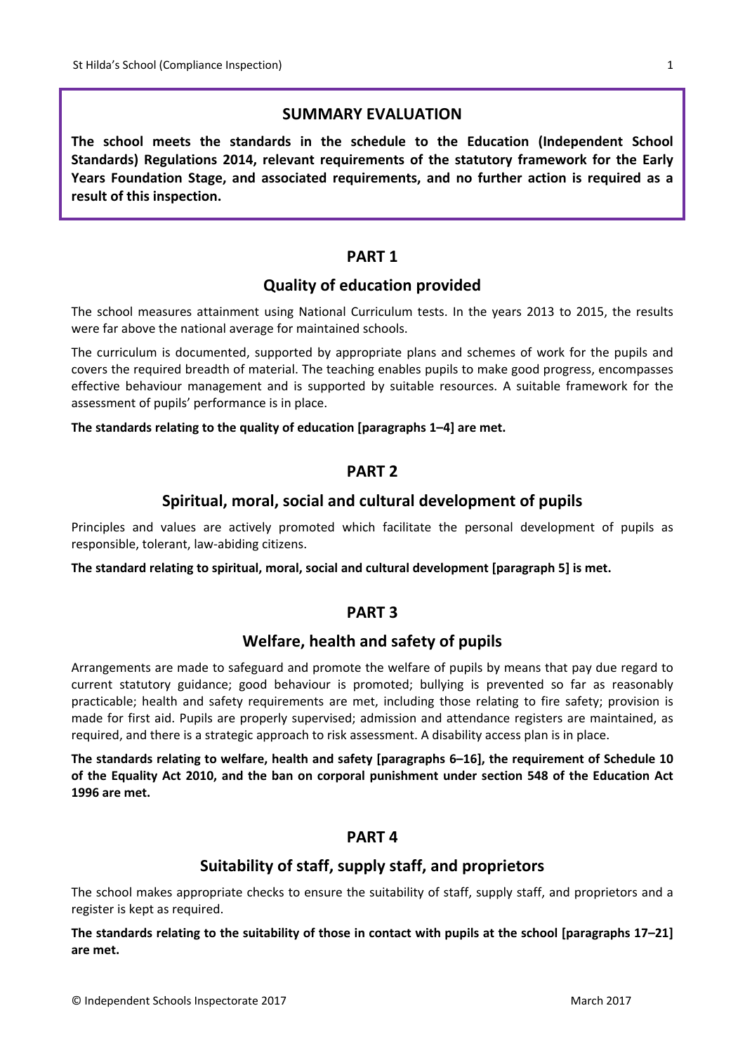## SUMMARY EVALUATION

**The school meets the standards in the schedule to the Education (Independent School Standards) Regulations 2014, relevant requirements of the statutory framework for the Early Years Foundation Stage, and associated requirements, and no further action is required as a result of this inspection.**

## PART 1

### Quality of education provided

The school measures attainment using National Curriculum tests. In the years 2013 to 2015, the results were far above the national average for maintained schools.

The curriculum is documented, supported by appropriate plans and schemes of work for the pupils and covers the required breadth of material. The teaching enables pupils to make good progress, encompasses effective behaviour management and is supported by suitable resources. A suitable framework for the assessment of pupils' performance is in place.

**The standards relating to the quality of education [paragraphs 1–4] are met.**

## PART 2

### Spiritual, moral, social and cultural development of pupils

Principles and values are actively promoted which facilitate the personal development of pupils as responsible, tolerant, law-abiding citizens.

**The standard relating to spiritual, moral, social and cultural development [paragraph 5] is met.**

## PART 3

### Welfare, health and safety of pupils

Arrangements are made to safeguard and promote the welfare of pupils by means that pay due regard to current statutory guidance; good behaviour is promoted; bullying is prevented so far as reasonably practicable; health and safety requirements are met, including those relating to fire safety; provision is made for first aid. Pupils are properly supervised; admission and attendance registers are maintained, as required, and there is a strategic approach to risk assessment. A disability access plan is in place.

**The standards relating to welfare, health and safety [paragraphs 6–16], the requirement of Schedule 10 of the Equality Act 2010, and the ban on corporal punishment under section 548 of the Education Act 1996 are met.**

## PART 4

### Suitability of staff, supply staff, and proprietors

The school makes appropriate checks to ensure the suitability of staff, supply staff, and proprietors and a register is kept as required.

**The standards relating to the suitability of those in contact with pupils at the school [paragraphs 17–21] are met.**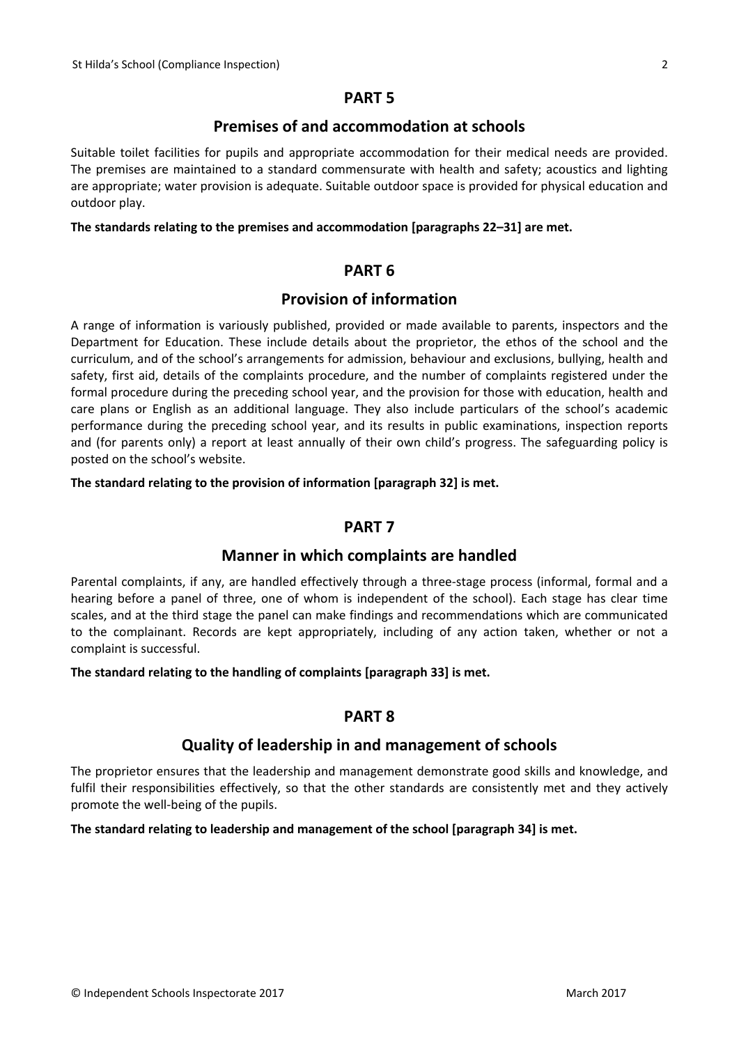## PART 5

### Premises of and accommodation at schools

Suitable toilet facilities for pupils and appropriate accommodation for their medical needs are provided. The premises are maintained to a standard commensurate with health and safety; acoustics and lighting are appropriate; water provision is adequate. Suitable outdoor space is provided for physical education and outdoor play.

**The standards relating to the premises and accommodation [paragraphs 22–31] are met.**

## PART 6

### Provision of information

A range of information is variously published, provided or made available to parents, inspectors and the Department for Education. These include details about the proprietor, the ethos of the school and the curriculum, and of the school's arrangements for admission, behaviour and exclusions, bullying, health and safety, first aid, details of the complaints procedure, and the number of complaints registered under the formal procedure during the preceding school year, and the provision for those with education, health and care plans or English as an additional language. They also include particulars of the school's academic performance during the preceding school year, and its results in public examinations, inspection reports and (for parents only) a report at least annually of their own child's progress. The safeguarding policy is posted on the school's website.

**The standard relating to the provision of information [paragraph 32] is met.**

## PART 7

### Manner in which complaints are handled

Parental complaints, if any, are handled effectively through a three-stage process (informal, formal and a hearing before a panel of three, one of whom is independent of the school). Each stage has clear time scales, and at the third stage the panel can make findings and recommendations which are communicated to the complainant. Records are kept appropriately, including of any action taken, whether or not a complaint is successful.

**The standard relating to the handling of complaints [paragraph 33] is met.**

## PART 8

### Quality of leadership in and management of schools

The proprietor ensures that the leadership and management demonstrate good skills and knowledge, and fulfil their responsibilities effectively, so that the other standards are consistently met and they actively promote the well-being of the pupils.

**The standard relating to leadership and management of the school [paragraph 34] is met.**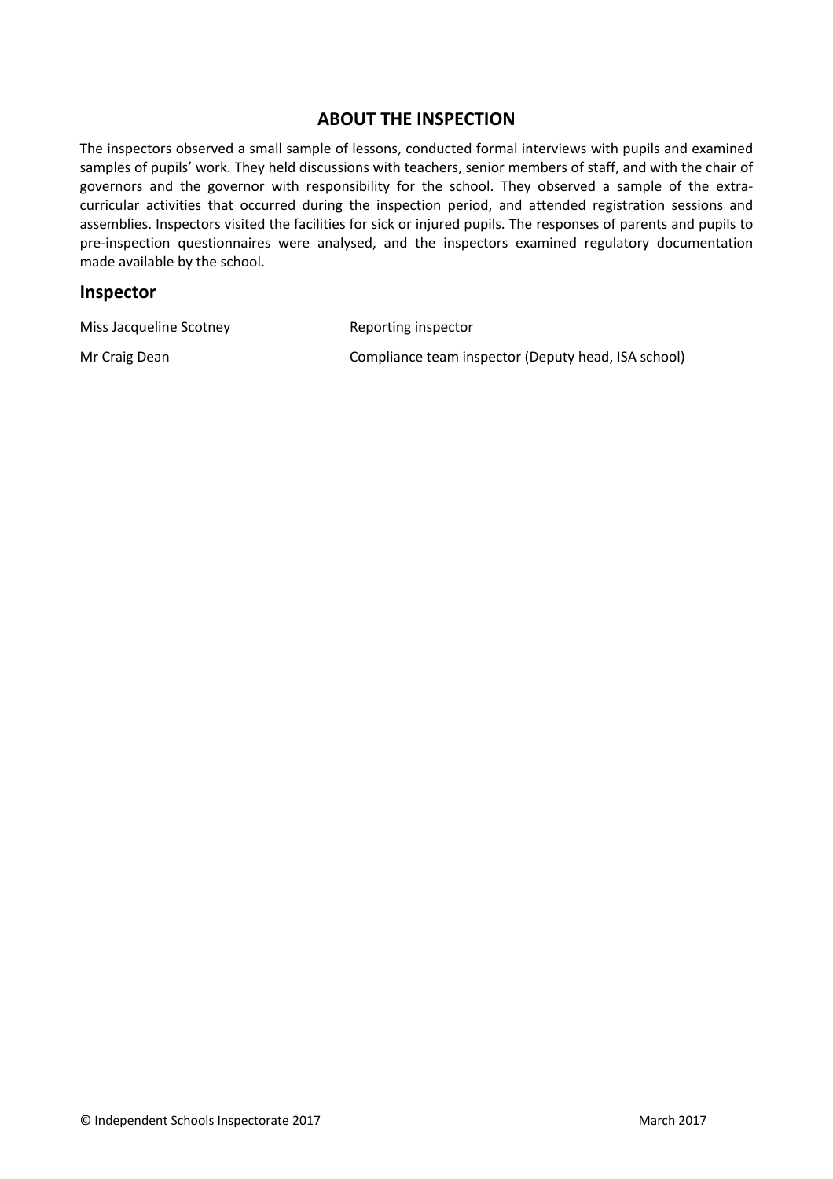## ABOUT THE INSPECTION

The inspectors observed a small sample of lessons, conducted formal interviews with pupils and examined samples of pupils' work. They held discussions with teachers, senior members of staff, and with the chair of governors and the governor with responsibility for the school. They observed a sample of the extra-curricular activities that occurred during the inspection period, and attended registration sessions and assemblies. Inspectors visited the facilities for sick or injured pupils. The responses of parents and pupils to pre-inspection questionnaires were analysed, and the inspectors examined regulatory documentation made available by the school.

### Inspector

| | |
|---|---|
| Miss Jacqueline Scotney | Reporting inspector |
| Mr Craig Dean | Compliance team inspector (Deputy head, ISA school) |